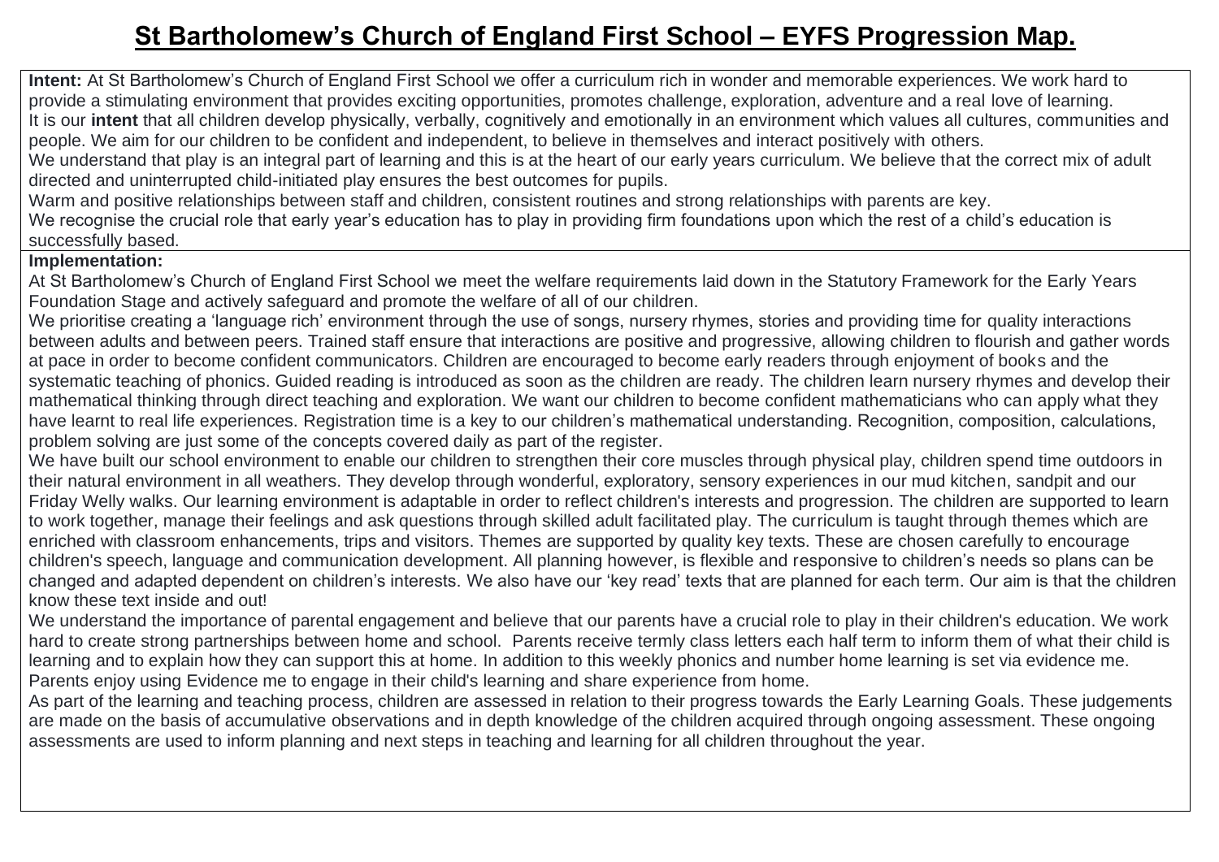# St Bartholomew's Church of England First School – EYFS Progression Map.

**Intent:** At St Bartholomew's Church of England First School we offer a curriculum rich in wonder and memorable experiences. We work hard to provide a stimulating environment that provides exciting opportunities, promotes challenge, exploration, adventure and a real love of learning.
It is our **intent** that all children develop physically, verbally, cognitively and emotionally in an environment which values all cultures, communities and people. We aim for our children to be confident and independent, to believe in themselves and interact positively with others.
We understand that play is an integral part of learning and this is at the heart of our early years curriculum. We believe that the correct mix of adult directed and uninterrupted child-initiated play ensures the best outcomes for pupils.
Warm and positive relationships between staff and children, consistent routines and strong relationships with parents are key.
We recognise the crucial role that early year's education has to play in providing firm foundations upon which the rest of a child's education is successfully based.

**Implementation:**
At St Bartholomew's Church of England First School we meet the welfare requirements laid down in the Statutory Framework for the Early Years Foundation Stage and actively safeguard and promote the welfare of all of our children.
We prioritise creating a 'language rich' environment through the use of songs, nursery rhymes, stories and providing time for quality interactions between adults and between peers. Trained staff ensure that interactions are positive and progressive, allowing children to flourish and gather words at pace in order to become confident communicators. Children are encouraged to become early readers through enjoyment of books and the systematic teaching of phonics. Guided reading is introduced as soon as the children are ready. The children learn nursery rhymes and develop their mathematical thinking through direct teaching and exploration. We want our children to become confident mathematicians who can apply what they have learnt to real life experiences. Registration time is a key to our children's mathematical understanding. Recognition, composition, calculations, problem solving are just some of the concepts covered daily as part of the register.
We have built our school environment to enable our children to strengthen their core muscles through physical play, children spend time outdoors in their natural environment in all weathers. They develop through wonderful, exploratory, sensory experiences in our mud kitchen, sandpit and our Friday Welly walks. Our learning environment is adaptable in order to reflect children's interests and progression. The children are supported to learn to work together, manage their feelings and ask questions through skilled adult facilitated play. The curriculum is taught through themes which are enriched with classroom enhancements, trips and visitors. Themes are supported by quality key texts. These are chosen carefully to encourage children's speech, language and communication development. All planning however, is flexible and responsive to children's needs so plans can be changed and adapted dependent on children's interests. We also have our 'key read' texts that are planned for each term. Our aim is that the children know these text inside and out!
We understand the importance of parental engagement and believe that our parents have a crucial role to play in their children's education. We work hard to create strong partnerships between home and school. Parents receive termly class letters each half term to inform them of what their child is learning and to explain how they can support this at home. In addition to this weekly phonics and number home learning is set via evidence me. Parents enjoy using Evidence me to engage in their child's learning and share experience from home.
As part of the learning and teaching process, children are assessed in relation to their progress towards the Early Learning Goals. These judgements are made on the basis of accumulative observations and in depth knowledge of the children acquired through ongoing assessment. These ongoing assessments are used to inform planning and next steps in teaching and learning for all children throughout the year.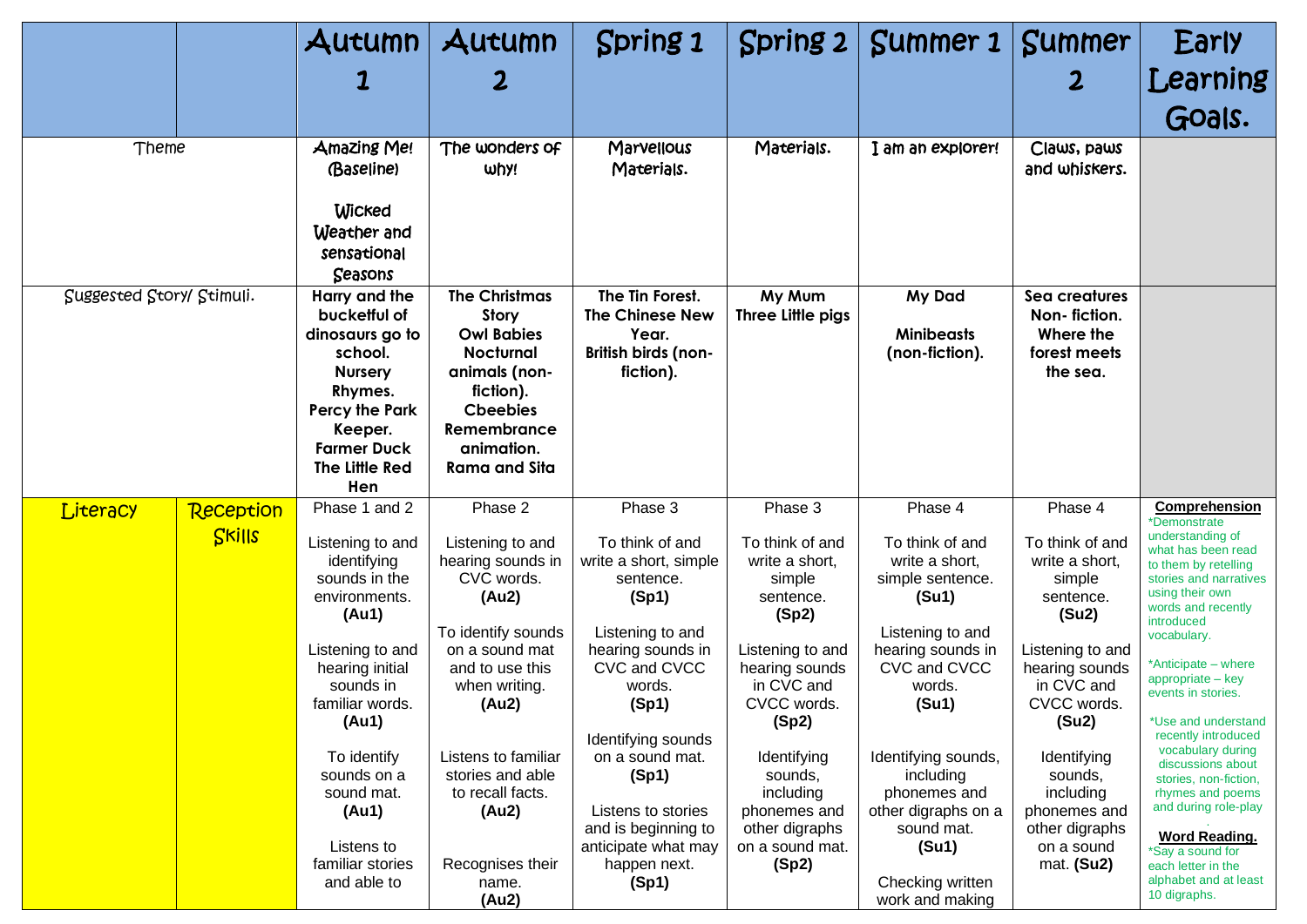| | | Autumn 1 | Autumn 2 | Spring 1 | Spring 2 | Summer 1 | Summer 2 | Early Learning Goals. |
|---|---|---|---|---|---|---|---|---|
| Theme | | Amazing Me! (Baseline)<br><br>Wicked Weather and sensational Seasons | The wonders of why! | Marvellous Materials. | Materials. | I am an explorer! | Claws, paws and whiskers. | |
| Suggested Story/ Stimuli. | | **Harry and the bucketful of dinosaurs go to school. Nursery Rhymes. Percy the Park Keeper. Farmer Duck The Little Red Hen** | **The Christmas Story Owl Babies Nocturnal animals (non-fiction). Cbeebies Remembrance animation. Rama and Sita** | **The Tin Forest. The Chinese New Year. British birds (non-fiction).** | **My Mum Three Little pigs** | **My Dad**<br><br>**Minibeasts (non-fiction).** | **Sea creatures Non- fiction. Where the forest meets the sea.** | |
| Literacy | Reception Skills | Phase 1 and 2<br><br>Listening to and identifying sounds in the environments. **(Au1)**<br><br>Listening to and hearing initial sounds in familiar words. **(Au1)**<br><br>To identify sounds on a sound mat. **(Au1)**<br><br>Listens to familiar stories and able to | Phase 2<br><br>Listening to and hearing sounds in CVC words. **(Au2)**<br><br>To identify sounds on a sound mat and to use this when writing. **(Au2)**<br><br>Listens to familiar stories and able to recall facts. **(Au2)**<br><br>Recognises their name. **(Au2)** | Phase 3<br><br>To think of and write a short, simple sentence. **(Sp1)**<br><br>Listening to and hearing sounds in CVC and CVCC words. **(Sp1)**<br><br>Identifying sounds on a sound mat. **(Sp1)**<br><br>Listens to stories and is beginning to anticipate what may happen next. **(Sp1)** | Phase 3<br><br>To think of and write a short, simple sentence. **(Sp2)**<br><br>Listening to and hearing sounds in CVC and CVCC words. **(Sp2)**<br><br>Identifying sounds, including phonemes and other digraphs on a sound mat. **(Sp2)** | Phase 4<br><br>To think of and write a short, simple sentence. **(Su1)**<br><br>Listening to and hearing sounds in CVC and CVCC words. **(Su1)**<br><br>Identifying sounds, including phonemes and other digraphs on a sound mat. **(Su1)**<br><br>Checking written work and making | Phase 4<br><br>To think of and write a short, simple sentence. **(Su2)**<br><br>Listening to and hearing sounds in CVC and CVCC words. **(Su2)**<br><br>Identifying sounds, including phonemes and other digraphs on a sound mat. **(Su2)** | **Comprehension**<br>*Demonstrate understanding of what has been read to them by retelling stories and narratives using their own words and recently introduced vocabulary.<br><br>*Anticipate – where appropriate – key events in stories.<br><br>*Use and understand recently introduced vocabulary during discussions about stories, non-fiction, rhymes and poems and during role-play<br><br>**Word Reading.**<br>*Say a sound for each letter in the alphabet and at least 10 digraphs. |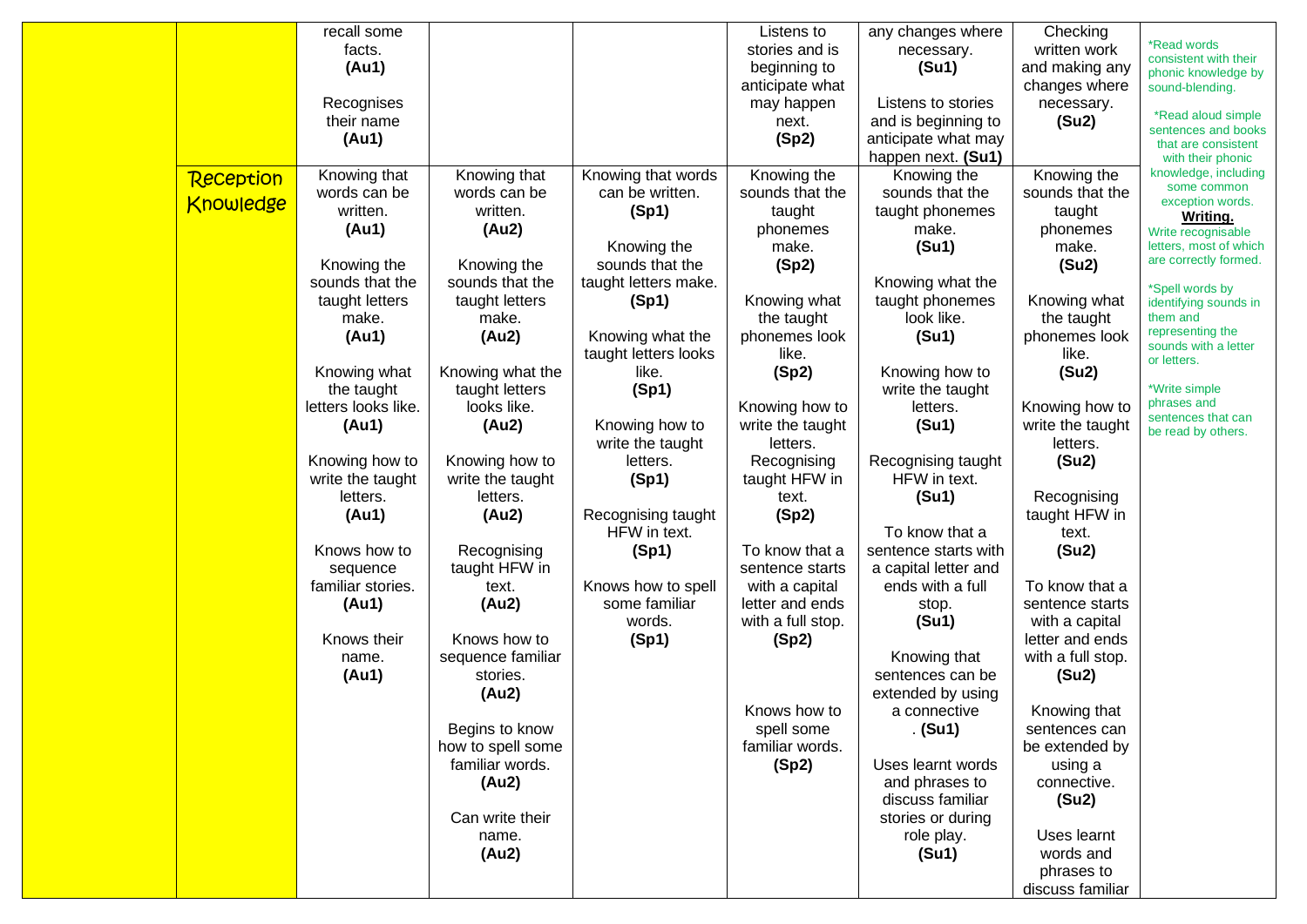| | | | | | | | | |
|---|---|---|---|---|---|---|---|---|
| | | recall some facts. **(Au1)**<br><br>Recognises their name **(Au1)** | | | Listens to stories and is beginning to anticipate what may happen next. **(Sp2)** | any changes where necessary. **(Su1)**<br><br>Listens to stories and is beginning to anticipate what may happen next. **(Su1)** | Checking written work and making any changes where necessary. **(Su2)** | *Read words consistent with their phonic knowledge by sound-blending.<br><br>*Read aloud simple sentences and books that are consistent with their phonic knowledge, including some common exception words.<br>**Writing.**<br>Write recognisable letters, most of which are correctly formed.<br><br>*Spell words by identifying sounds in them and representing the sounds with a letter or letters.<br><br>*Write simple phrases and sentences that can be read by others. |
| | Reception Knowledge | Knowing that words can be written. **(Au1)**<br><br>Knowing the sounds that the taught letters make. **(Au1)**<br><br>Knowing what the taught letters looks like. **(Au1)**<br><br>Knowing how to write the taught letters. **(Au1)**<br><br>Knows how to sequence familiar stories. **(Au1)**<br><br>Knows their name. **(Au1)** | Knowing that words can be written. **(Au2)**<br><br>Knowing the sounds that the taught letters make. **(Au2)**<br><br>Knowing what the taught letters looks like. **(Au2)**<br><br>Knowing how to write the taught letters. **(Au2)**<br><br>Recognising taught HFW in text. **(Au2)**<br><br>Knows how to sequence familiar stories. **(Au2)**<br><br>Begins to know how to spell some familiar words. **(Au2)**<br><br>Can write their name. **(Au2)** | Knowing that words can be written. **(Sp1)**<br><br>Knowing the sounds that the taught letters make. **(Sp1)**<br><br>Knowing what the taught letters looks like. **(Sp1)**<br><br>Knowing how to write the taught letters. **(Sp1)**<br><br>Recognising taught HFW in text. **(Sp1)**<br><br>Knows how to spell some familiar words. **(Sp1)** | Knowing the sounds that the taught phonemes make. **(Sp2)**<br><br>Knowing what the taught phonemes look like. **(Sp2)**<br><br>Knowing how to write the taught letters.<br>Recognising taught HFW in text. **(Sp2)**<br><br>To know that a sentence starts with a capital letter and ends with a full stop. **(Sp2)**<br><br>Knows how to spell some familiar words. **(Sp2)** | Knowing the sounds that the taught phonemes make. **(Su1)**<br><br>Knowing what the taught phonemes look like. **(Su1)**<br><br>Knowing how to write the taught letters. **(Su1)**<br><br>Recognising taught HFW in text. **(Su1)**<br><br>To know that a sentence starts with a capital letter and ends with a full stop. **(Su1)**<br><br>Knowing that sentences can be extended by using a connective . **(Su1)**<br><br>Uses learnt words and phrases to discuss familiar stories or during role play. **(Su1)** | Knowing the sounds that the taught phonemes make. **(Su2)**<br><br>Knowing what the taught phonemes look like. **(Su2)**<br><br>Knowing how to write the taught letters. **(Su2)**<br><br>Recognising taught HFW in text. **(Su2)**<br><br>To know that a sentence starts with a capital letter and ends with a full stop. **(Su2)**<br><br>Knowing that sentences can be extended by using a connective. **(Su2)**<br><br>Uses learnt words and phrases to discuss familiar | |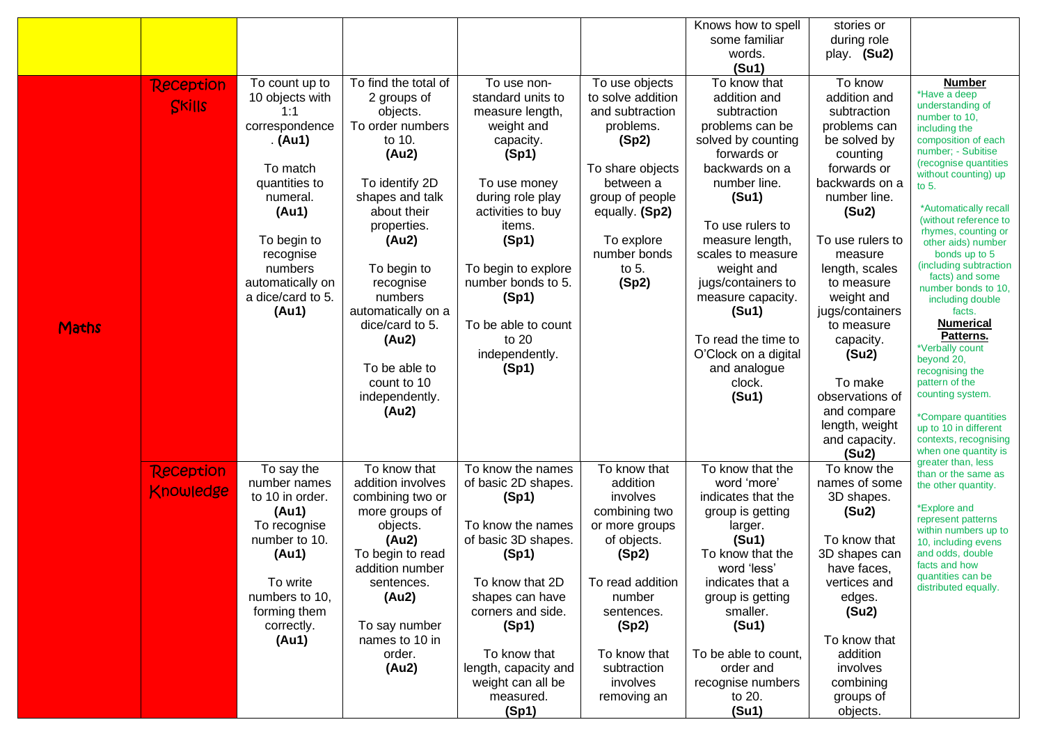| | | | | | | | | |
|---|---|---|---|---|---|---|---|---|
| | | | | | | Knows how to spell some familiar words. **(Su1)** | stories or during role play. **(Su2)** | |
| Maths | Reception Skills | To count up to 10 objects with 1:1 correspondence. **(Au1)**<br><br>To match quantities to numeral. **(Au1)**<br><br>To begin to recognise numbers automatically on a dice/card to 5. **(Au1)** | To find the total of 2 groups of objects.<br>To order numbers to 10. **(Au2)**<br><br>To identify 2D shapes and talk about their properties. **(Au2)**<br><br>To begin to recognise numbers automatically on a dice/card to 5. **(Au2)**<br><br>To be able to count to 10 independently. **(Au2)** | To use non-standard units to measure length, weight and capacity. **(Sp1)**<br><br>To use money during role play activities to buy items. **(Sp1)**<br><br>To begin to explore number bonds to 5. **(Sp1)**<br><br>To be able to count to 20 independently. **(Sp1)** | To use objects to solve addition and subtraction problems. **(Sp2)**<br><br>To share objects between a group of people equally. **(Sp2)**<br><br>To explore number bonds to 5. **(Sp2)** | To know that addition and subtraction problems can be solved by counting forwards or backwards on a number line. **(Su1)**<br><br>To use rulers to measure length, scales to measure weight and jugs/containers to measure capacity. **(Su1)**<br><br>To read the time to O'Clock on a digital and analogue clock. **(Su1)** | To know addition and subtraction problems can be solved by counting forwards or backwards on a number line. **(Su2)**<br><br>To use rulers to measure length, scales to measure weight and jugs/containers to measure capacity. **(Su2)**<br><br>To make observations of and compare length, weight and capacity. **(Su2)** | **Number**<br>*Have a deep understanding of number to 10, including the composition of each number; - Subitise (recognise quantities without counting) up to 5.<br><br>*Automatically recall (without reference to rhymes, counting or other aids) number bonds up to 5 (including subtraction facts) and some number bonds to 10, including double facts.<br>**Numerical Patterns.**<br>*Verbally count beyond 20, recognising the pattern of the counting system.<br><br>*Compare quantities up to 10 in different contexts, recognising when one quantity is greater than, less than or the same as the other quantity.<br><br>*Explore and represent patterns within numbers up to 10, including evens and odds, double facts and how quantities can be distributed equally. |
| | Reception Knowledge | To say the number names to 10 in order. **(Au1)**<br>To recognise number to 10. **(Au1)**<br><br>To write numbers to 10, forming them correctly. **(Au1)** | To know that addition involves combining two or more groups of objects. **(Au2)**<br>To begin to read addition number sentences. **(Au2)**<br><br>To say number names to 10 in order. **(Au2)** | To know the names of basic 2D shapes. **(Sp1)**<br><br>To know the names of basic 3D shapes. **(Sp1)**<br><br>To know that 2D shapes can have corners and side. **(Sp1)**<br><br>To know that length, capacity and weight can all be measured. **(Sp1)** | To know that addition involves combining two or more groups of objects. **(Sp2)**<br><br>To read addition number sentences. **(Sp2)**<br><br>To know that subtraction involves removing an | To know that the word 'more' indicates that the group is getting larger. **(Su1)**<br>To know that the word 'less' indicates that a group is getting smaller. **(Su1)**<br><br>To be able to count, order and recognise numbers to 20. **(Su1)** | To know the names of some 3D shapes. **(Su2)**<br><br>To know that 3D shapes can have faces, vertices and edges. **(Su2)**<br><br>To know that addition involves combining groups of objects. | |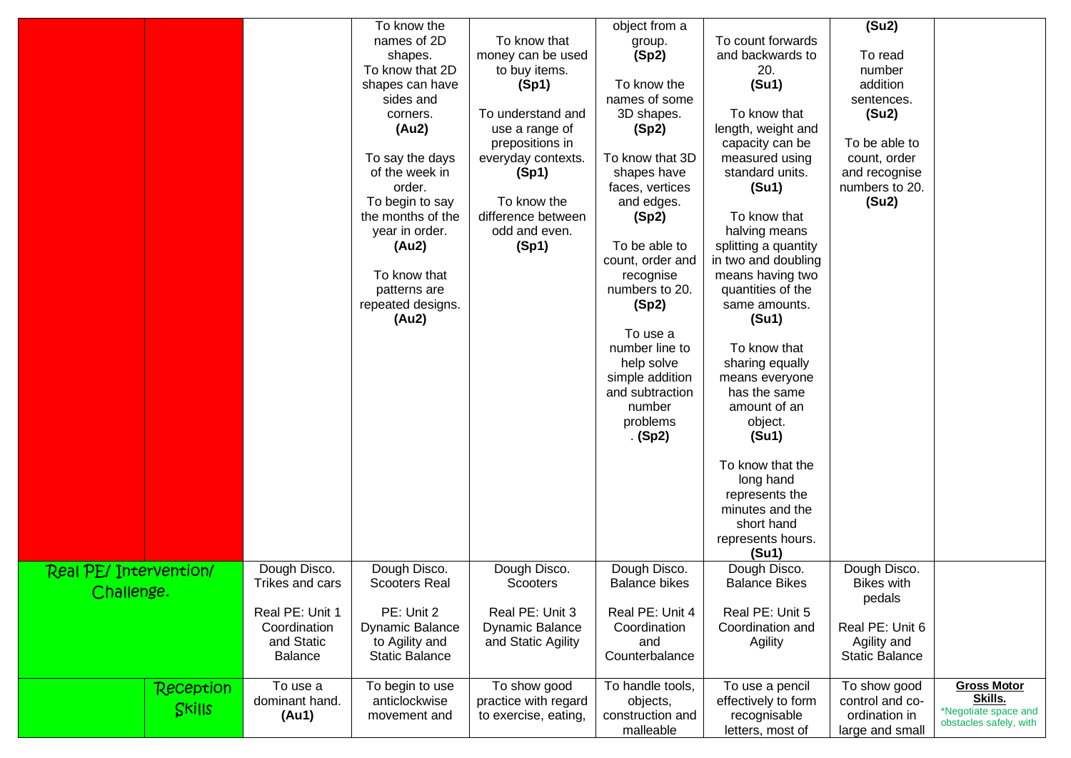| | | | | | | | | |
|---|---|---|---|---|---|---|---|---|
| | | | To know the names of 2D shapes.<br>To know that 2D shapes can have sides and corners.<br>**(Au2)**<br><br>To say the days of the week in order.<br>To begin to say the months of the year in order.<br>**(Au2)**<br><br>To know that patterns are repeated designs.<br>**(Au2)** | To know that money can be used to buy items.<br>**(Sp1)**<br><br>To understand and use a range of prepositions in everyday contexts.<br>**(Sp1)**<br><br>To know the difference between odd and even.<br>**(Sp1)** | object from a group.<br>**(Sp2)**<br><br>To know the names of some 3D shapes.<br>**(Sp2)**<br><br>To know that 3D shapes have faces, vertices and edges.<br>**(Sp2)**<br><br>To be able to count, order and recognise numbers to 20.<br>**(Sp2)**<br><br>To use a number line to help solve simple addition and subtraction number problems<br>. **(Sp2)** | To count forwards and backwards to 20.<br>**(Su1)**<br><br>To know that length, weight and capacity can be measured using standard units.<br>**(Su1)**<br><br>To know that halving means splitting a quantity in two and doubling means having two quantities of the same amounts.<br>**(Su1)**<br><br>To know that sharing equally means everyone has the same amount of an object.<br>**(Su1)**<br><br>To know that the long hand represents the minutes and the short hand represents hours.<br>**(Su1)** | **(Su2)**<br><br>To read number addition sentences.<br>**(Su2)**<br><br>To be able to count, order and recognise numbers to 20.<br>**(Su2)** | |
| Real PE/ Intervention/ Challenge. | | Dough Disco.<br>Trikes and cars<br><br>Real PE: Unit 1 Coordination and Static Balance | Dough Disco.<br>Scooters Real<br><br>PE: Unit 2 Dynamic Balance to Agility and Static Balance | Dough Disco.<br>Scooters<br><br>Real PE: Unit 3 Dynamic Balance and Static Agility | Dough Disco.<br>Balance bikes<br><br>Real PE: Unit 4 Coordination and Counterbalance | Dough Disco.<br>Balance Bikes<br><br>Real PE: Unit 5 Coordination and Agility | Dough Disco.<br>Bikes with pedals<br><br>Real PE: Unit 6 Agility and Static Balance | |
| | Reception Skills | To use a dominant hand.<br>**(Au1)** | To begin to use anticlockwise movement and | To show good practice with regard to exercise, eating, | To handle tools, objects, construction and malleable | To use a pencil effectively to form recognisable letters, most of | To show good control and co-ordination in large and small | **Gross Motor Skills.**<br>*Negotiate space and obstacles safely, with |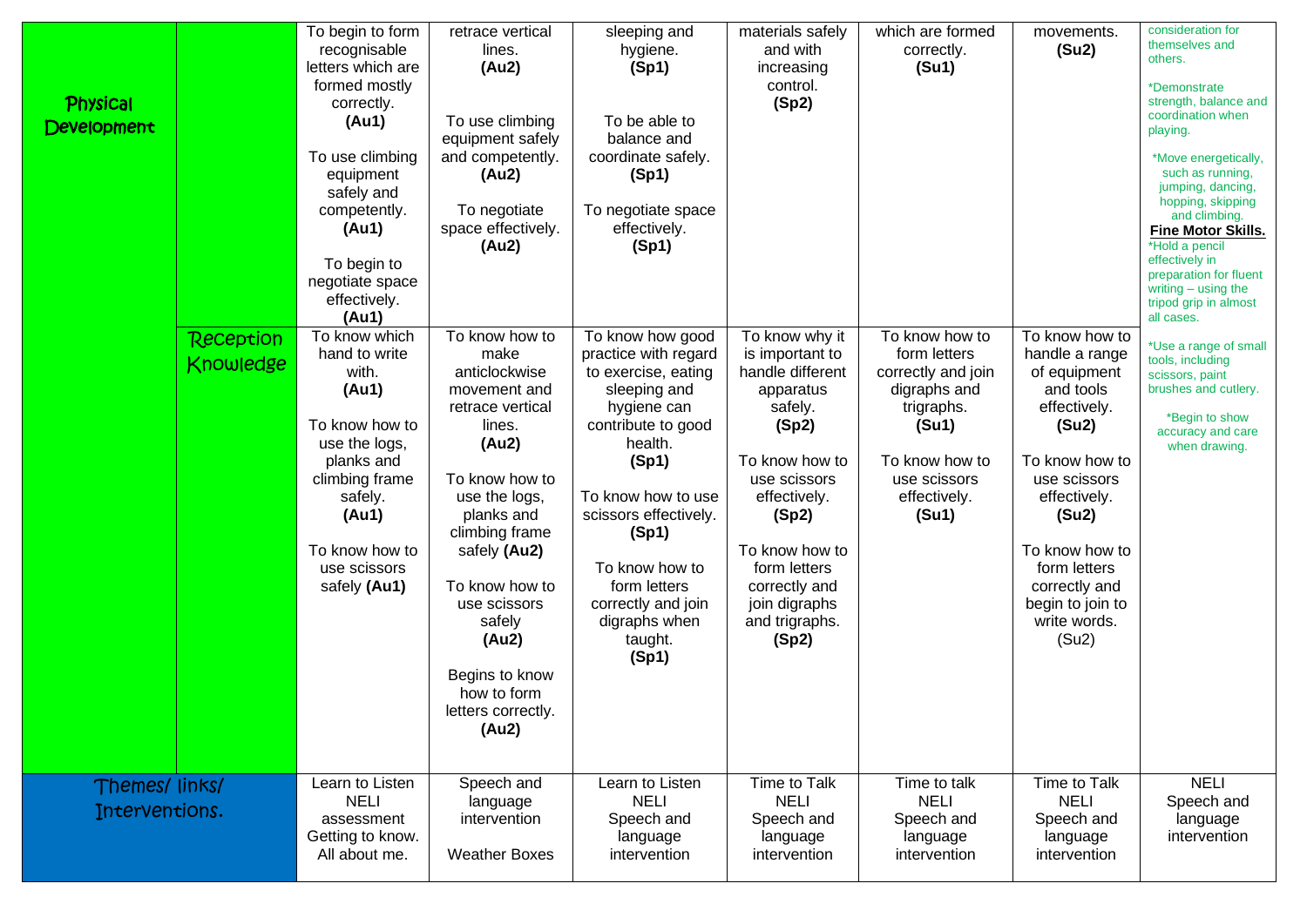| | | | | | | | | |
|---|---|---|---|---|---|---|---|---|
| Physical Development | | To begin to form recognisable letters which are formed mostly correctly. **(Au1)**<br><br>To use climbing equipment safely and competently. **(Au1)**<br><br>To begin to negotiate space effectively. **(Au1)** | retrace vertical lines. **(Au2)**<br><br>To use climbing equipment safely and competently. **(Au2)**<br><br>To negotiate space effectively. **(Au2)** | sleeping and hygiene. **(Sp1)**<br><br>To be able to balance and coordinate safely. **(Sp1)**<br><br>To negotiate space effectively. **(Sp1)** | materials safely and with increasing control. **(Sp2)** | which are formed correctly. **(Su1)** | movements. **(Su2)** | consideration for themselves and others.<br><br>*Demonstrate strength, balance and coordination when playing.<br><br>*Move energetically, such as running, jumping, dancing, hopping, skipping and climbing.<br>**Fine Motor Skills.**<br>*Hold a pencil effectively in preparation for fluent writing – using the tripod grip in almost all cases.<br><br>*Use a range of small tools, including scissors, paint brushes and cutlery.<br><br>*Begin to show accuracy and care when drawing. |
| | Reception Knowledge | To know which hand to write with. **(Au1)**<br><br>To know how to use the logs, planks and climbing frame safely. **(Au1)**<br><br>To know how to use scissors safely **(Au1)** | To know how to make anticlockwise movement and retrace vertical lines. **(Au2)**<br><br>To know how to use the logs, planks and climbing frame safely **(Au2)**<br><br>To know how to use scissors safely **(Au2)**<br><br>Begins to know how to form letters correctly. **(Au2)** | To know how good practice with regard to exercise, eating sleeping and hygiene can contribute to good health. **(Sp1)**<br><br>To know how to use scissors effectively. **(Sp1)**<br><br>To know how to form letters correctly and join digraphs when taught. **(Sp1)** | To know why it is important to handle different apparatus safely. **(Sp2)**<br><br>To know how to use scissors effectively. **(Sp2)**<br><br>To know how to form letters correctly and join digraphs and trigraphs. **(Sp2)** | To know how to form letters correctly and join digraphs and trigraphs. **(Su1)**<br><br>To know how to use scissors effectively. **(Su1)** | To know how to handle a range of equipment and tools effectively. **(Su2)**<br><br>To know how to use scissors effectively. **(Su2)**<br><br>To know how to form letters correctly and begin to join to write words. (Su2) | |
| Themes/ links/ Interventions. | | Learn to Listen<br>NELI assessment<br>Getting to know.<br>All about me. | Speech and language intervention<br><br>Weather Boxes | Learn to Listen<br>NELI<br>Speech and language intervention | Time to Talk<br>NELI<br>Speech and language intervention | Time to talk<br>NELI<br>Speech and language intervention | Time to Talk<br>NELI<br>Speech and language intervention | NELI<br>Speech and language intervention |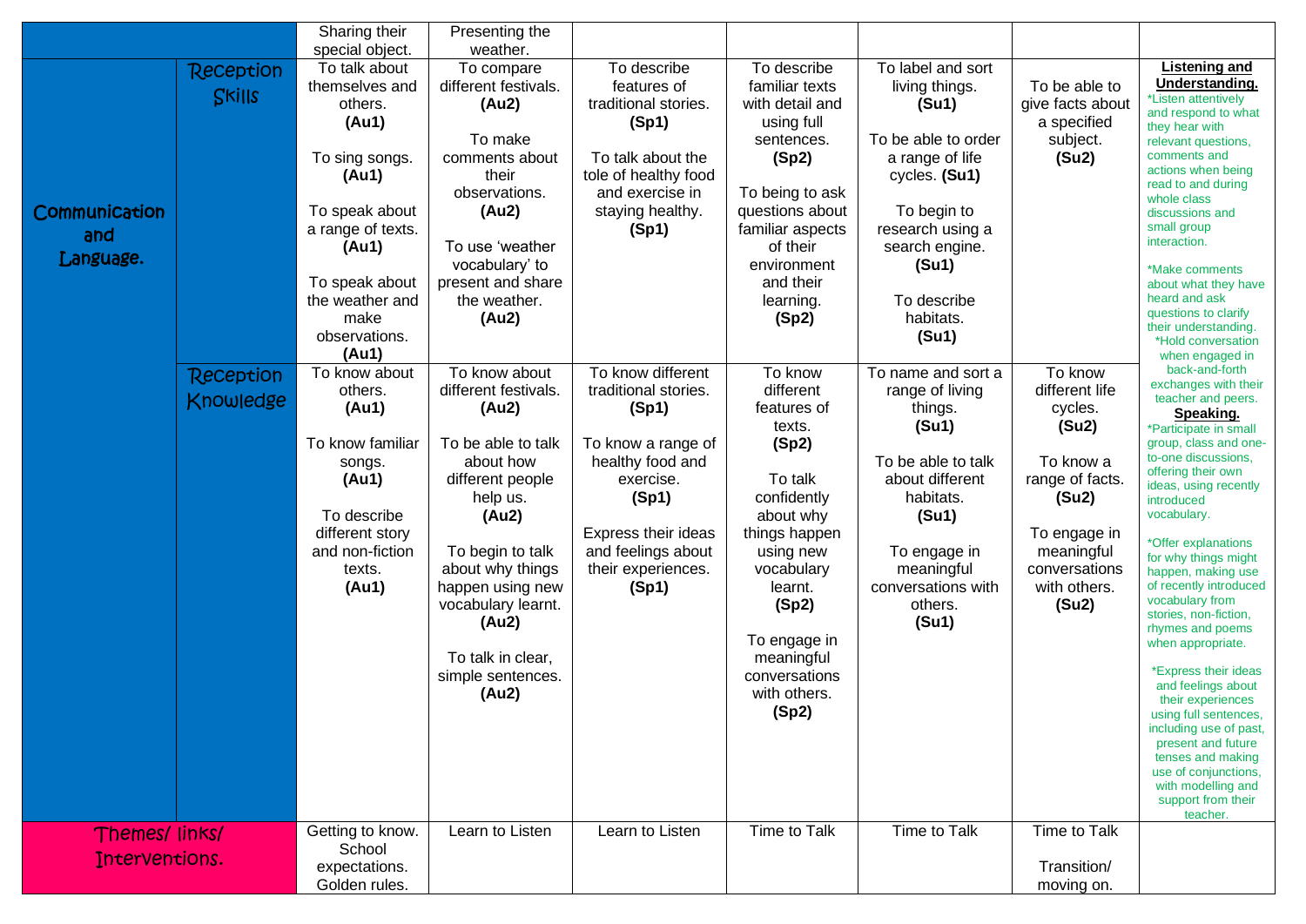| | | | | | | | | |
|---|---|---|---|---|---|---|---|---|
| | | Sharing their special object. | Presenting the weather. | | | | | |
| Communication and Language. | Reception Skills | To talk about themselves and others. **(Au1)**<br><br>To sing songs. **(Au1)**<br><br>To speak about a range of texts. **(Au1)**<br><br>To speak about the weather and make observations. **(Au1)** | To compare different festivals. **(Au2)**<br><br>To make comments about their observations. **(Au2)**<br><br>To use 'weather vocabulary' to present and share the weather. **(Au2)** | To describe features of traditional stories. **(Sp1)**<br><br>To talk about the tole of healthy food and exercise in staying healthy. **(Sp1)** | To describe familiar texts with detail and using full sentences. **(Sp2)**<br><br>To being to ask questions about familiar aspects of their environment and their learning. **(Sp2)** | To label and sort living things. **(Su1)**<br><br>To be able to order a range of life cycles. **(Su1)**<br><br>To begin to research using a search engine. **(Su1)**<br><br>To describe habitats. **(Su1)** | To be able to give facts about a specified subject. **(Su2)** | **Listening and Understanding.**<br>*Listen attentively and respond to what they hear with relevant questions, comments and actions when being read to and during whole class discussions and small group interaction.<br><br>*Make comments about what they have heard and ask questions to clarify their understanding.<br>*Hold conversation when engaged in back-and-forth exchanges with their teacher and peers.<br>**Speaking.**<br>*Participate in small group, class and one-to-one discussions, offering their own ideas, using recently introduced vocabulary.<br><br>*Offer explanations for why things might happen, making use of recently introduced vocabulary from stories, non-fiction, rhymes and poems when appropriate.<br><br>*Express their ideas and feelings about their experiences using full sentences, including use of past, present and future tenses and making use of conjunctions, with modelling and support from their teacher. |
| | Reception Knowledge | To know about others. **(Au1)**<br><br>To know familiar songs. **(Au1)**<br><br>To describe different story and non-fiction texts. **(Au1)** | To know about different festivals. **(Au2)**<br><br>To be able to talk about how different people help us. **(Au2)**<br><br>To begin to talk about why things happen using new vocabulary learnt. **(Au2)**<br><br>To talk in clear, simple sentences. **(Au2)** | To know different traditional stories. **(Sp1)**<br><br>To know a range of healthy food and exercise. **(Sp1)**<br><br>Express their ideas and feelings about their experiences. **(Sp1)** | To know different features of texts. **(Sp2)**<br><br>To talk confidently about why things happen using new vocabulary learnt. **(Sp2)**<br><br>To engage in meaningful conversations with others. **(Sp2)** | To name and sort a range of living things. **(Su1)**<br><br>To be able to talk about different habitats. **(Su1)**<br><br>To engage in meaningful conversations with others. **(Su1)** | To know different life cycles. **(Su2)**<br><br>To know a range of facts. **(Su2)**<br><br>To engage in meaningful conversations with others. **(Su2)** | |
| Themes/ links/ Interventions. | | Getting to know. School expectations. Golden rules. | Learn to Listen | Learn to Listen | Time to Talk | Time to Talk | Time to Talk<br><br>Transition/ moving on. | |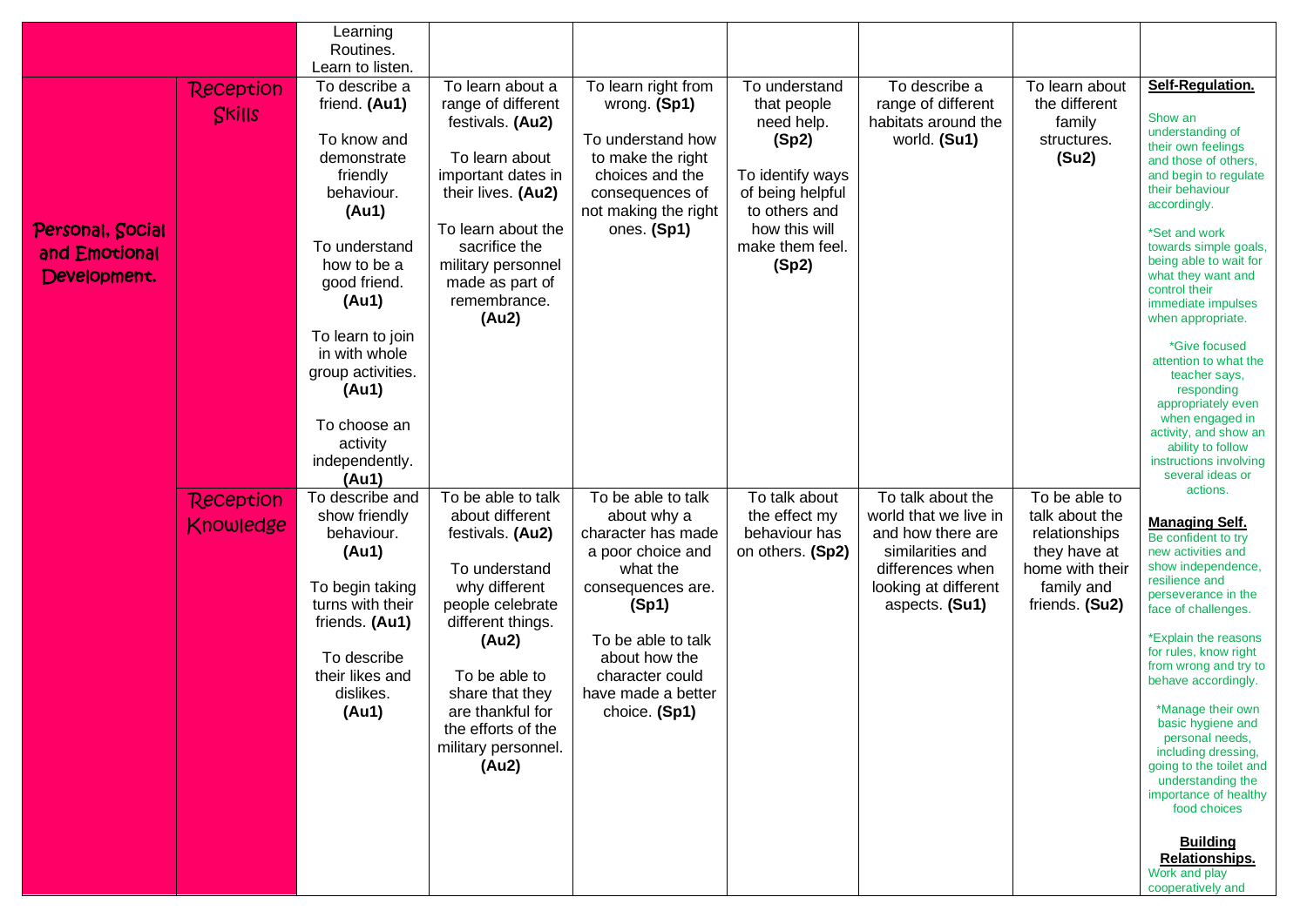| | | | | | | | | |
|---|---|---|---|---|---|---|---|---|
| | | Learning Routines. Learn to listen. | | | | | | |
| Personal, Social and Emotional Development. | Reception Skills | To describe a friend. **(Au1)**<br><br>To know and demonstrate friendly behaviour. **(Au1)**<br><br>To understand how to be a good friend. **(Au1)**<br><br>To learn to join in with whole group activities. **(Au1)**<br><br>To choose an activity independently. **(Au1)** | To learn about a range of different festivals. **(Au2)**<br><br>To learn about important dates in their lives. **(Au2)**<br><br>To learn about the sacrifice the military personnel made as part of remembrance. **(Au2)** | To learn right from wrong. **(Sp1)**<br><br>To understand how to make the right choices and the consequences of not making the right ones. **(Sp1)** | To understand that people need help. **(Sp2)**<br><br>To identify ways of being helpful to others and how this will make them feel. **(Sp2)** | To describe a range of different habitats around the world. **(Su1)** | To learn about the different family structures. **(Su2)** | **Self-Regulation.**<br><br>Show an understanding of their own feelings and those of others, and begin to regulate their behaviour accordingly.<br><br>*Set and work towards simple goals, being able to wait for what they want and control their immediate impulses when appropriate.<br><br>*Give focused attention to what the teacher says, responding appropriately even when engaged in activity, and show an ability to follow instructions involving several ideas or actions.<br><br>**Managing Self.**<br>Be confident to try new activities and show independence, resilience and perseverance in the face of challenges.<br><br>*Explain the reasons for rules, know right from wrong and try to behave accordingly.<br><br>*Manage their own basic hygiene and personal needs, including dressing, going to the toilet and understanding the importance of healthy food choices<br><br>**Building Relationships.**<br>Work and play cooperatively and |
| | Reception Knowledge | To describe and show friendly behaviour. **(Au1)**<br><br>To begin taking turns with their friends. **(Au1)**<br><br>To describe their likes and dislikes. **(Au1)** | To be able to talk about different festivals. **(Au2)**<br><br>To understand why different people celebrate different things. **(Au2)**<br><br>To be able to share that they are thankful for the efforts of the military personnel. **(Au2)** | To be able to talk about why a character has made a poor choice and what the consequences are. **(Sp1)**<br><br>To be able to talk about how the character could have made a better choice. **(Sp1)** | To talk about the effect my behaviour has on others. **(Sp2)** | To talk about the world that we live in and how there are similarities and differences when looking at different aspects. **(Su1)** | To be able to talk about the relationships they have at home with their family and friends. **(Su2)** | |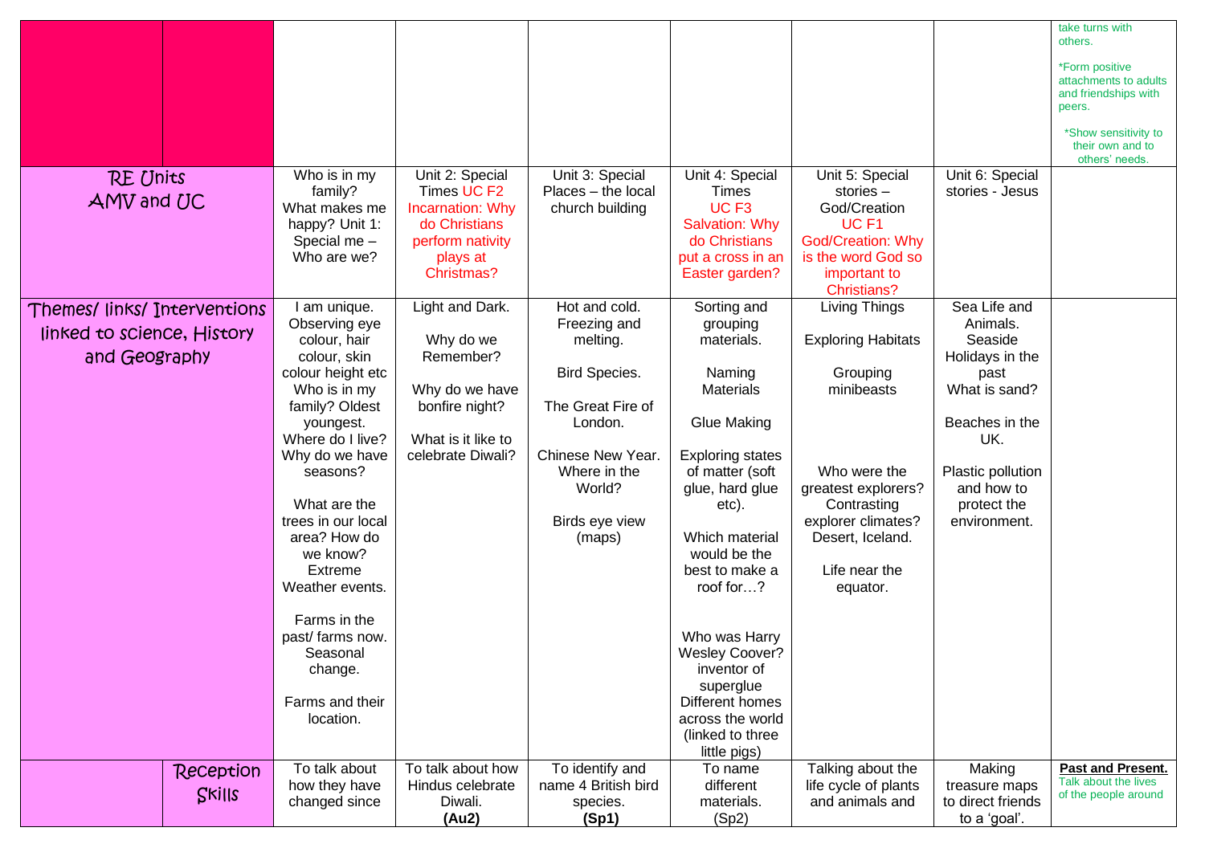| | | | | | | | | |
|---|---|---|---|---|---|---|---|---|
| | | | | | | | | take turns with others. *Form positive attachments to adults and friendships with peers. *Show sensitivity to their own and to others' needs. |
| RE Units AMV and UC | | Who is in my family? What makes me happy? Unit 1: Special me – Who are we? | Unit 2: Special Times UC F2 Incarnation: Why do Christians perform nativity plays at Christmas? | Unit 3: Special Places – the local church building | Unit 4: Special Times UC F3 Salvation: Why do Christians put a cross in an Easter garden? | Unit 5: Special stories – God/Creation UC F1 God/Creation: Why is the word God so important to Christians? | Unit 6: Special stories - Jesus | |
| Themes/ links/ Interventions linked to science, History and Geography | | I am unique. Observing eye colour, hair colour, skin colour height etc Who is in my family? Oldest youngest. Where do I live? Why do we have seasons? What are the trees in our local area? How do we know? Extreme Weather events. Farms in the past/ farms now. Seasonal change. Farms and their location. | Light and Dark. Why do we Remember? Why do we have bonfire night? What is it like to celebrate Diwali? | Hot and cold. Freezing and melting. Bird Species. The Great Fire of London. Chinese New Year. Where in the World? Birds eye view (maps) | Sorting and grouping materials. Naming Materials Glue Making Exploring states of matter (soft glue, hard glue etc). Which material would be the best to make a roof for…? Who was Harry Wesley Coover? inventor of superglue Different homes across the world (linked to three little pigs) | Living Things Exploring Habitats Grouping minibeasts Who were the greatest explorers? Contrasting explorer climates? Desert, Iceland. Life near the equator. | Sea Life and Animals. Seaside Holidays in the past What is sand? Beaches in the UK. Plastic pollution and how to protect the environment. | |
| | Reception Skills | To talk about how they have changed since | To talk about how Hindus celebrate Diwali. **(Au2)** | To identify and name 4 British bird species. **(Sp1)** | To name different materials. (Sp2) | Talking about the life cycle of plants and animals and | Making treasure maps to direct friends to a 'goal'. | **Past and Present.** Talk about the lives of the people around |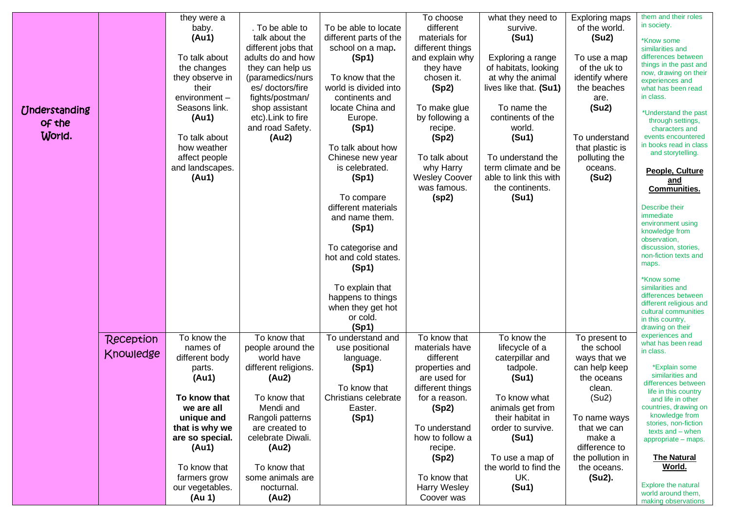| Understanding of the World. | | they were a baby. **(Au1)**<br><br>To talk about the changes they observe in their environment – Seasons link. **(Au1)**<br><br>To talk about how weather affect people and landscapes. **(Au1)** | . To be able to talk about the different jobs that adults do and how they can help us (paramedics/nurses/ doctors/fire fights/postman/ shop assistant etc).Link to fire and road Safety. **(Au2)** | To be able to locate different parts of the school on a map**.** **(Sp1)**<br><br>To know that the world is divided into continents and locate China and Europe. **(Sp1)**<br><br>To talk about how Chinese new year is celebrated. **(Sp1)**<br><br>To compare different materials and name them. **(Sp1)**<br><br>To categorise and hot and cold states. **(Sp1)**<br><br>To explain that happens to things when they get hot or cold. **(Sp1)** | To choose different materials for different things and explain why they have chosen it. **(Sp2)**<br><br>To make glue by following a recipe. **(Sp2)**<br><br>To talk about why Harry Wesley Coover was famous. **(sp2)** | what they need to survive. **(Su1)**<br><br>Exploring a range of habitats, looking at why the animal lives like that. **(Su1)**<br><br>To name the continents of the world. **(Su1)**<br><br>To understand the term climate and be able to link this with the continents. **(Su1)** | Exploring maps of the world. **(Su2)**<br><br>To use a map of the uk to identify where the beaches are. **(Su2)**<br><br>To understand that plastic is polluting the oceans. **(Su2)** | them and their roles in society.<br><br>*Know some similarities and differences between things in the past and now, drawing on their experiences and what has been read in class.<br><br>*Understand the past through settings, characters and events encountered in books read in class and storytelling.<br><br>**People, Culture and Communities.**<br><br>Describe their immediate environment using knowledge from observation, discussion, stories, non-fiction texts and maps.<br><br>*Know some similarities and differences between different religious and cultural communities in this country, drawing on their experiences and what has been read in class.<br><br>*Explain some similarities and differences between life in this country and life in other countries, drawing on knowledge from stories, non-fiction texts and – when appropriate – maps.<br><br>**The Natural World.**<br><br>Explore the natural world around them, making observations |
|---|---|---|---|---|---|---|---|---|
| | Reception Knowledge | To know the names of different body parts. **(Au1)**<br><br>**To know that we are all unique and that is why we are so special. (Au1)**<br><br>To know that farmers grow our vegetables. **(Au 1)** | To know that people around the world have different religions. **(Au2)**<br><br>To know that Mendi and Rangoli patterns are created to celebrate Diwali. **(Au2)**<br><br>To know that some animals are nocturnal. **(Au2)** | To understand and use positional language. **(Sp1)**<br><br>To know that Christians celebrate Easter. **(Sp1)** | To know that materials have different properties and are used for different things for a reason. **(Sp2)**<br><br>To understand how to follow a recipe. **(Sp2)**<br><br>To know that Harry Wesley Coover was | To know the lifecycle of a caterpillar and tadpole. **(Su1)**<br><br>To know what animals get from their habitat in order to survive. **(Su1)**<br><br>To use a map of the world to find the UK. **(Su1)** | To present to the school ways that we can help keep the oceans clean. (Su2)<br><br>To name ways that we can make a difference to the pollution in the oceans. **(Su2).** | |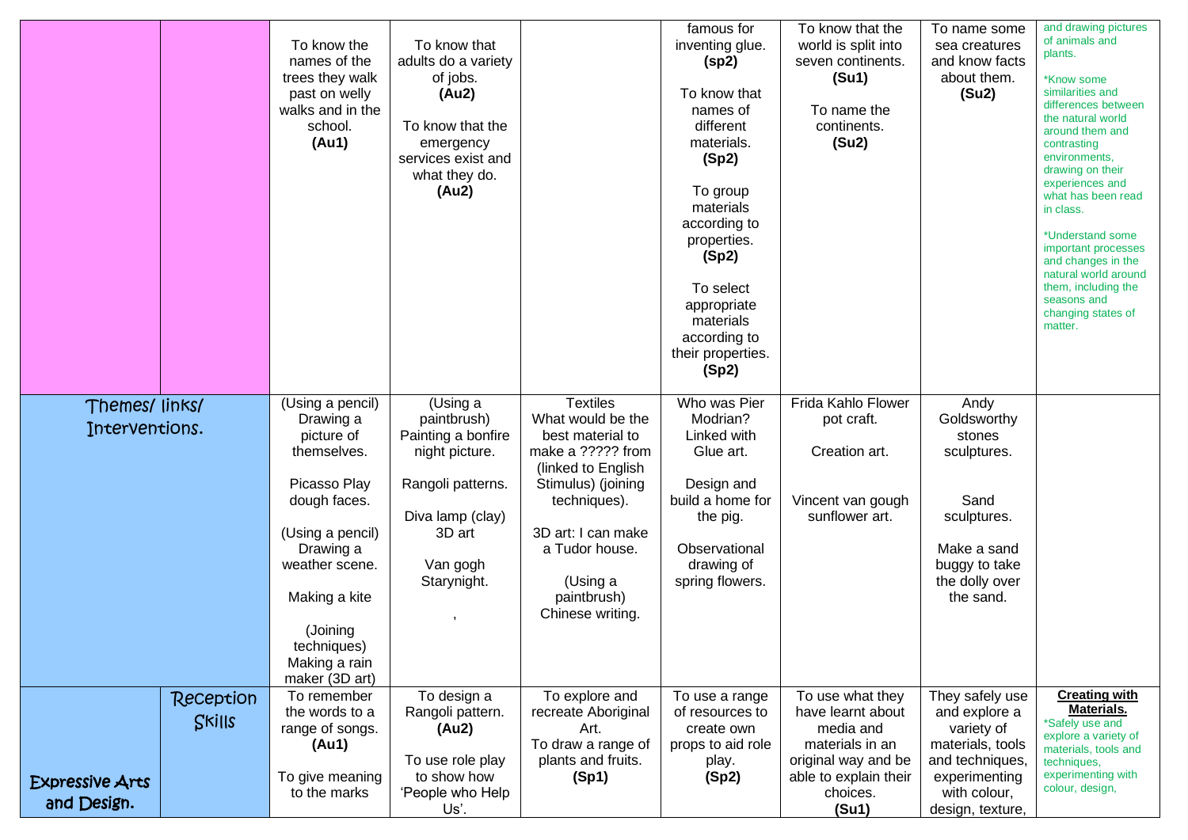| | | | | | | | | |
|---|---|---|---|---|---|---|---|---|
| | | To know the names of the trees they walk past on welly walks and in the school. **(Au1)** | To know that adults do a variety of jobs. **(Au2)** To know that the emergency services exist and what they do. **(Au2)** | | famous for inventing glue. **(sp2)** To know that names of different materials. **(Sp2)** To group materials according to properties. **(Sp2)** To select appropriate materials according to their properties. **(Sp2)** | To know that the world is split into seven continents. **(Su1)** To name the continents. **(Su2)** | To name some sea creatures and know facts about them. **(Su2)** | and drawing pictures of animals and plants. *Know some similarities and differences between the natural world around them and contrasting environments, drawing on their experiences and what has been read in class. *Understand some important processes and changes in the natural world around them, including the seasons and changing states of matter. |
| Themes/ links/ Interventions. | | (Using a pencil) Drawing a picture of themselves. Picasso Play dough faces. (Using a pencil) Drawing a weather scene. Making a kite (Joining techniques) Making a rain maker (3D art) | (Using a paintbrush) Painting a bonfire night picture. Rangoli patterns. Diva lamp (clay) 3D art Van gogh Starynight. , | Textiles What would be the best material to make a ????? from (linked to English Stimulus) (joining techniques). 3D art: I can make a Tudor house. (Using a paintbrush) Chinese writing. | Who was Pier Modrian? Linked with Glue art. Design and build a home for the pig. Observational drawing of spring flowers. | Frida Kahlo Flower pot craft. Creation art. Vincent van gough sunflower art. | Andy Goldsworthy stones sculptures. Sand sculptures. Make a sand buggy to take the dolly over the sand. | |
| Expressive Arts and Design. | Reception Skills | To remember the words to a range of songs. **(Au1)** To give meaning to the marks | To design a Rangoli pattern. **(Au2)** To use role play to show how 'People who Help Us'. | To explore and recreate Aboriginal Art. To draw a range of plants and fruits. **(Sp1)** | To use a range of resources to create own props to aid role play. **(Sp2)** | To use what they have learnt about media and materials in an original way and be able to explain their choices. **(Su1)** | They safely use and explore a variety of materials, tools and techniques, experimenting with colour, design, texture, | **Creating with Materials.** *Safely use and explore a variety of materials, tools and techniques, experimenting with colour, design, |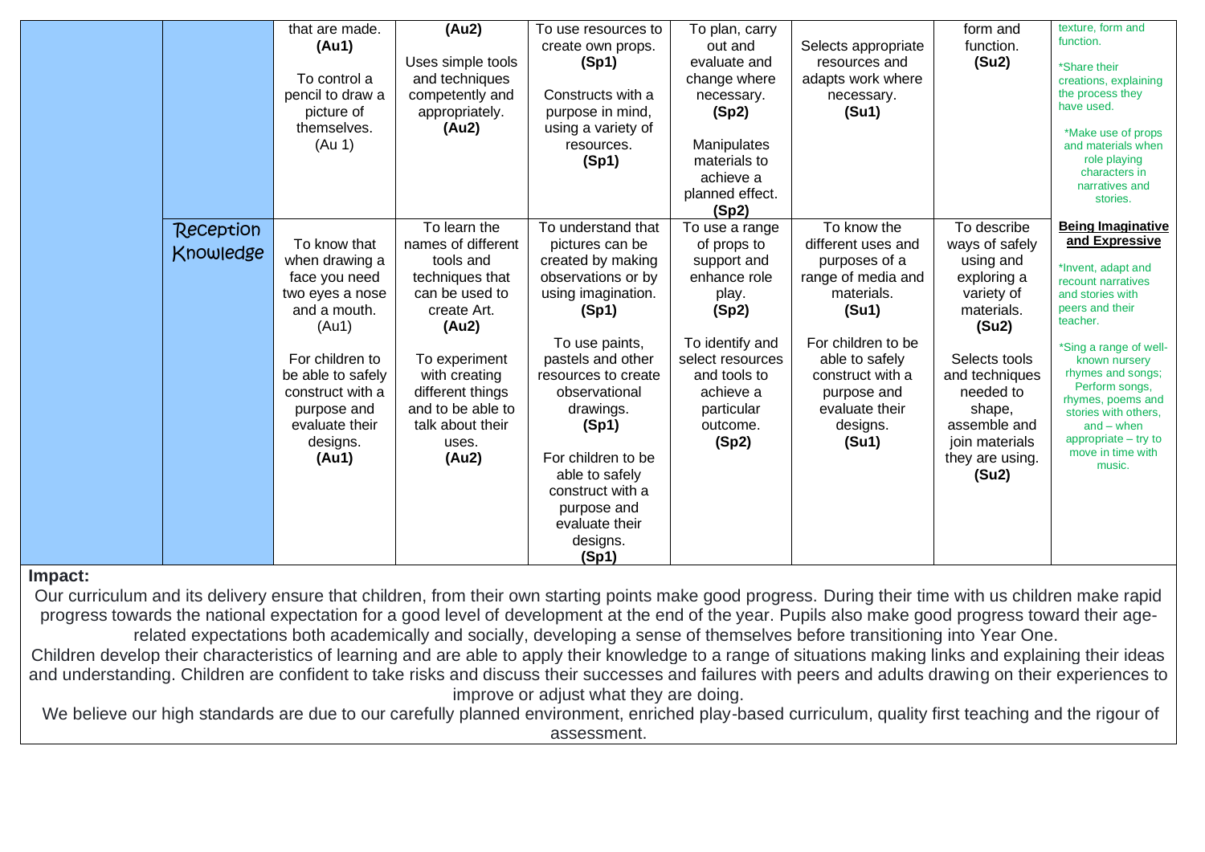| | | | | | | | | |
|---|---|---|---|---|---|---|---|---|
| | | that are made. **(Au1)** To control a pencil to draw a picture of themselves. (Au 1) | **(Au2)** Uses simple tools and techniques competently and appropriately. **(Au2)** | To use resources to create own props. **(Sp1)** Constructs with a purpose in mind, using a variety of resources. **(Sp1)** | To plan, carry out and evaluate and change where necessary. **(Sp2)** Manipulates materials to achieve a planned effect. **(Sp2)** | Selects appropriate resources and adapts work where necessary. **(Su1)** | form and function. **(Su2)** | texture, form and function. *Share their creations, explaining the process they have used. *Make use of props and materials when role playing characters in narratives and stories. |
| | Reception Knowledge | To know that when drawing a face you need two eyes a nose and a mouth. (Au1) For children to be able to safely construct with a purpose and evaluate their designs. **(Au1)** | To learn the names of different tools and techniques that can be used to create Art. **(Au2)** To experiment with creating different things and to be able to talk about their uses. **(Au2)** | To understand that pictures can be created by making observations or by using imagination. **(Sp1)** To use paints, pastels and other resources to create observational drawings. **(Sp1)** For children to be able to safely construct with a purpose and evaluate their designs. **(Sp1)** | To use a range of props to support and enhance role play. **(Sp2)** To identify and select resources and tools to achieve a particular outcome. **(Sp2)** | To know the different uses and purposes of a range of media and materials. **(Su1)** For children to be able to safely construct with a purpose and evaluate their designs. **(Su1)** | To describe ways of safely using and exploring a variety of materials. **(Su2)** Selects tools and techniques needed to shape, assemble and join materials they are using. **(Su2)** | **Being Imaginative and Expressive** *Invent, adapt and recount narratives and stories with peers and their teacher. *Sing a range of well-known nursery rhymes and songs; Perform songs, rhymes, poems and stories with others, and – when appropriate – try to move in time with music. |

**Impact:**

Our curriculum and its delivery ensure that children, from their own starting points make good progress. During their time with us children make rapid progress towards the national expectation for a good level of development at the end of the year. Pupils also make good progress toward their age-related expectations both academically and socially, developing a sense of themselves before transitioning into Year One.

Children develop their characteristics of learning and are able to apply their knowledge to a range of situations making links and explaining their ideas and understanding. Children are confident to take risks and discuss their successes and failures with peers and adults drawing on their experiences to improve or adjust what they are doing.

We believe our high standards are due to our carefully planned environment, enriched play-based curriculum, quality first teaching and the rigour of assessment.